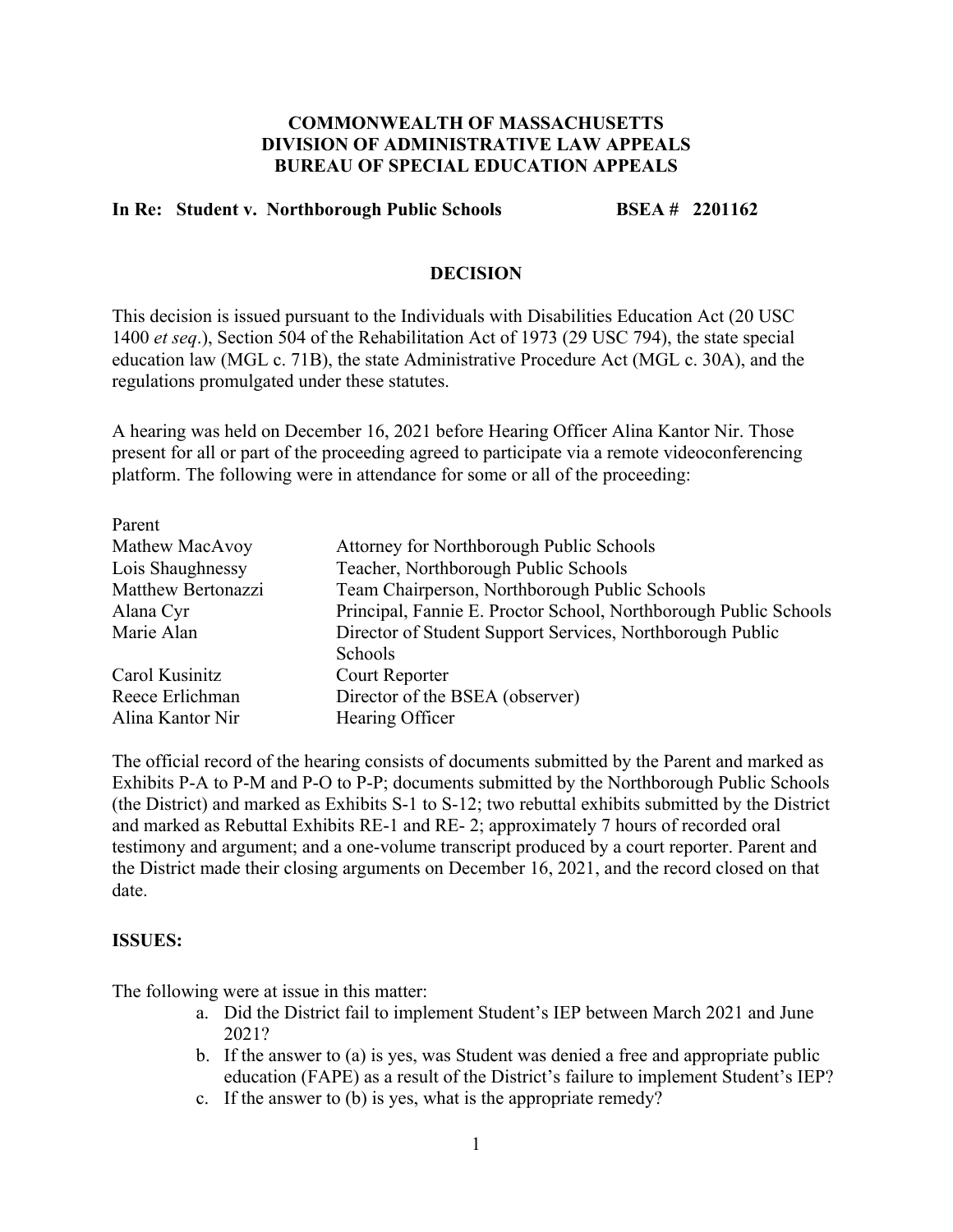**COMMONWEALTH OF MASSACHUSETTS**
**DIVISION OF ADMINISTRATIVE LAW APPEALS**
**BUREAU OF SPECIAL EDUCATION APPEALS**

**In Re: Student v. Northborough Public Schools BSEA # 2201162**

## DECISION

This decision is issued pursuant to the Individuals with Disabilities Education Act (20 USC 1400 *et seq*.), Section 504 of the Rehabilitation Act of 1973 (29 USC 794), the state special education law (MGL c. 71B), the state Administrative Procedure Act (MGL c. 30A), and the regulations promulgated under these statutes.

A hearing was held on December 16, 2021 before Hearing Officer Alina Kantor Nir. Those present for all or part of the proceeding agreed to participate via a remote videoconferencing platform. The following were in attendance for some or all of the proceeding:

| | |
|---|---|
| Parent | |
| Mathew MacAvoy | Attorney for Northborough Public Schools |
| Lois Shaughnessy | Teacher, Northborough Public Schools |
| Matthew Bertonazzi | Team Chairperson, Northborough Public Schools |
| Alana Cyr | Principal, Fannie E. Proctor School, Northborough Public Schools |
| Marie Alan | Director of Student Support Services, Northborough Public Schools |
| Carol Kusinitz | Court Reporter |
| Reece Erlichman | Director of the BSEA (observer) |
| Alina Kantor Nir | Hearing Officer |

The official record of the hearing consists of documents submitted by the Parent and marked as Exhibits P-A to P-M and P-O to P-P; documents submitted by the Northborough Public Schools (the District) and marked as Exhibits S-1 to S-12; two rebuttal exhibits submitted by the District and marked as Rebuttal Exhibits RE-1 and RE- 2; approximately 7 hours of recorded oral testimony and argument; and a one-volume transcript produced by a court reporter. Parent and the District made their closing arguments on December 16, 2021, and the record closed on that date.

**ISSUES:**

The following were at issue in this matter:

a. Did the District fail to implement Student's IEP between March 2021 and June 2021?
b. If the answer to (a) is yes, was Student was denied a free and appropriate public education (FAPE) as a result of the District's failure to implement Student's IEP?
c. If the answer to (b) is yes, what is the appropriate remedy?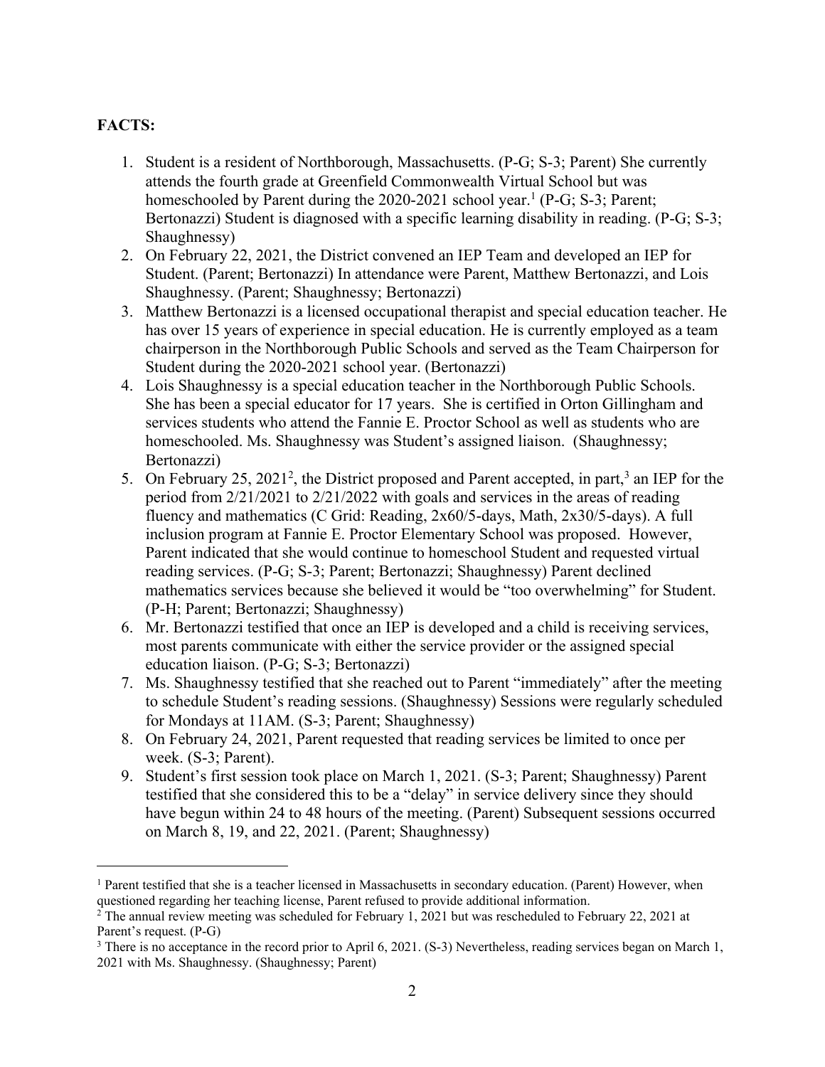**FACTS:**

1. Student is a resident of Northborough, Massachusetts. (P-G; S-3; Parent) She currently attends the fourth grade at Greenfield Commonwealth Virtual School but was homeschooled by Parent during the 2020-2021 school year.[1] (P-G; S-3; Parent; Bertonazzi) Student is diagnosed with a specific learning disability in reading. (P-G; S-3; Shaughnessy)
2. On February 22, 2021, the District convened an IEP Team and developed an IEP for Student. (Parent; Bertonazzi) In attendance were Parent, Matthew Bertonazzi, and Lois Shaughnessy. (Parent; Shaughnessy; Bertonazzi)
3. Matthew Bertonazzi is a licensed occupational therapist and special education teacher. He has over 15 years of experience in special education. He is currently employed as a team chairperson in the Northborough Public Schools and served as the Team Chairperson for Student during the 2020-2021 school year. (Bertonazzi)
4. Lois Shaughnessy is a special education teacher in the Northborough Public Schools. She has been a special educator for 17 years. She is certified in Orton Gillingham and services students who attend the Fannie E. Proctor School as well as students who are homeschooled. Ms. Shaughnessy was Student's assigned liaison. (Shaughnessy; Bertonazzi)
5. On February 25, 2021[2], the District proposed and Parent accepted, in part,[3] an IEP for the period from 2/21/2021 to 2/21/2022 with goals and services in the areas of reading fluency and mathematics (C Grid: Reading, 2x60/5-days, Math, 2x30/5-days). A full inclusion program at Fannie E. Proctor Elementary School was proposed. However, Parent indicated that she would continue to homeschool Student and requested virtual reading services. (P-G; S-3; Parent; Bertonazzi; Shaughnessy) Parent declined mathematics services because she believed it would be "too overwhelming" for Student. (P-H; Parent; Bertonazzi; Shaughnessy)
6. Mr. Bertonazzi testified that once an IEP is developed and a child is receiving services, most parents communicate with either the service provider or the assigned special education liaison. (P-G; S-3; Bertonazzi)
7. Ms. Shaughnessy testified that she reached out to Parent "immediately" after the meeting to schedule Student's reading sessions. (Shaughnessy) Sessions were regularly scheduled for Mondays at 11AM. (S-3; Parent; Shaughnessy)
8. On February 24, 2021, Parent requested that reading services be limited to once per week. (S-3; Parent).
9. Student's first session took place on March 1, 2021. (S-3; Parent; Shaughnessy) Parent testified that she considered this to be a "delay" in service delivery since they should have begun within 24 to 48 hours of the meeting. (Parent) Subsequent sessions occurred on March 8, 19, and 22, 2021. (Parent; Shaughnessy)

---

[1] Parent testified that she is a teacher licensed in Massachusetts in secondary education. (Parent) However, when questioned regarding her teaching license, Parent refused to provide additional information.

[2] The annual review meeting was scheduled for February 1, 2021 but was rescheduled to February 22, 2021 at Parent's request. (P-G)

[3] There is no acceptance in the record prior to April 6, 2021. (S-3) Nevertheless, reading services began on March 1, 2021 with Ms. Shaughnessy. (Shaughnessy; Parent)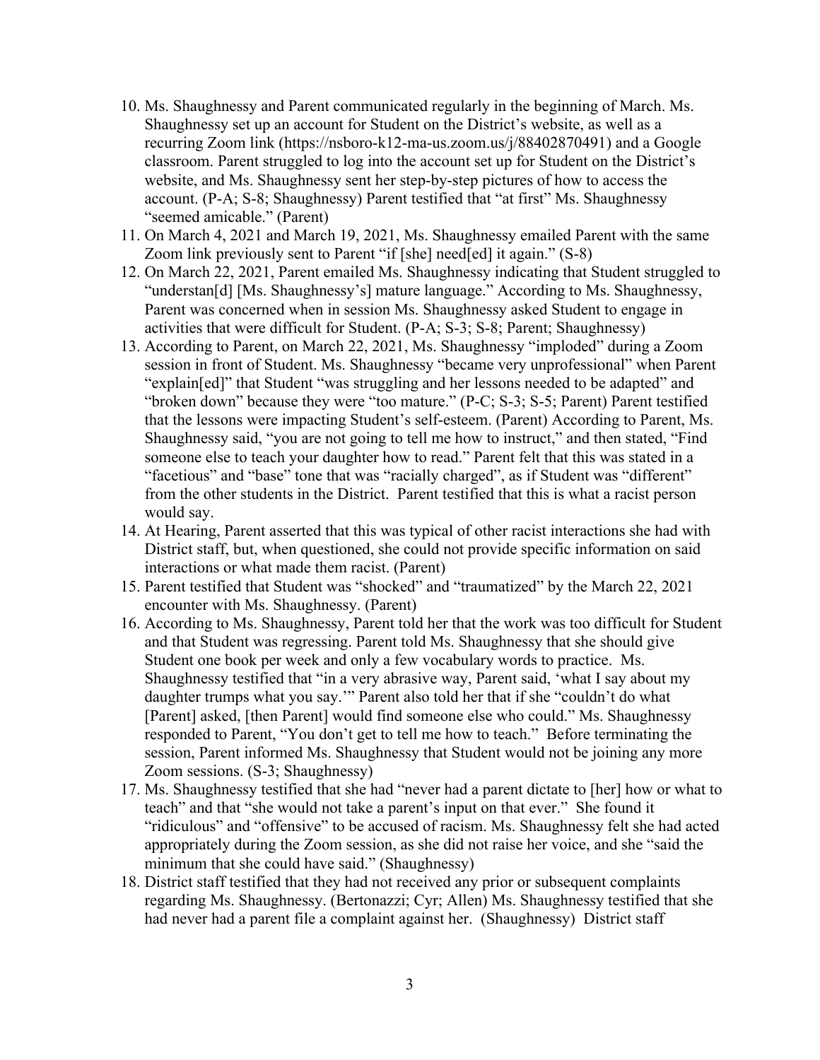10. Ms. Shaughnessy and Parent communicated regularly in the beginning of March. Ms. Shaughnessy set up an account for Student on the District's website, as well as a recurring Zoom link (https://nsboro-k12-ma-us.zoom.us/j/88402870491) and a Google classroom. Parent struggled to log into the account set up for Student on the District's website, and Ms. Shaughnessy sent her step-by-step pictures of how to access the account. (P-A; S-8; Shaughnessy) Parent testified that "at first" Ms. Shaughnessy "seemed amicable." (Parent)
11. On March 4, 2021 and March 19, 2021, Ms. Shaughnessy emailed Parent with the same Zoom link previously sent to Parent "if [she] need[ed] it again." (S-8)
12. On March 22, 2021, Parent emailed Ms. Shaughnessy indicating that Student struggled to "understan[d] [Ms. Shaughnessy's] mature language." According to Ms. Shaughnessy, Parent was concerned when in session Ms. Shaughnessy asked Student to engage in activities that were difficult for Student. (P-A; S-3; S-8; Parent; Shaughnessy)
13. According to Parent, on March 22, 2021, Ms. Shaughnessy "imploded" during a Zoom session in front of Student. Ms. Shaughnessy "became very unprofessional" when Parent "explain[ed]" that Student "was struggling and her lessons needed to be adapted" and "broken down" because they were "too mature." (P-C; S-3; S-5; Parent) Parent testified that the lessons were impacting Student's self-esteem. (Parent) According to Parent, Ms. Shaughnessy said, "you are not going to tell me how to instruct," and then stated, "Find someone else to teach your daughter how to read." Parent felt that this was stated in a "facetious" and "base" tone that was "racially charged", as if Student was "different" from the other students in the District. Parent testified that this is what a racist person would say.
14. At Hearing, Parent asserted that this was typical of other racist interactions she had with District staff, but, when questioned, she could not provide specific information on said interactions or what made them racist. (Parent)
15. Parent testified that Student was "shocked" and "traumatized" by the March 22, 2021 encounter with Ms. Shaughnessy. (Parent)
16. According to Ms. Shaughnessy, Parent told her that the work was too difficult for Student and that Student was regressing. Parent told Ms. Shaughnessy that she should give Student one book per week and only a few vocabulary words to practice. Ms. Shaughnessy testified that "in a very abrasive way, Parent said, 'what I say about my daughter trumps what you say.'" Parent also told her that if she "couldn't do what [Parent] asked, [then Parent] would find someone else who could." Ms. Shaughnessy responded to Parent, "You don't get to tell me how to teach." Before terminating the session, Parent informed Ms. Shaughnessy that Student would not be joining any more Zoom sessions. (S-3; Shaughnessy)
17. Ms. Shaughnessy testified that she had "never had a parent dictate to [her] how or what to teach" and that "she would not take a parent's input on that ever." She found it "ridiculous" and "offensive" to be accused of racism. Ms. Shaughnessy felt she had acted appropriately during the Zoom session, as she did not raise her voice, and she "said the minimum that she could have said." (Shaughnessy)
18. District staff testified that they had not received any prior or subsequent complaints regarding Ms. Shaughnessy. (Bertonazzi; Cyr; Allen) Ms. Shaughnessy testified that she had never had a parent file a complaint against her. (Shaughnessy) District staff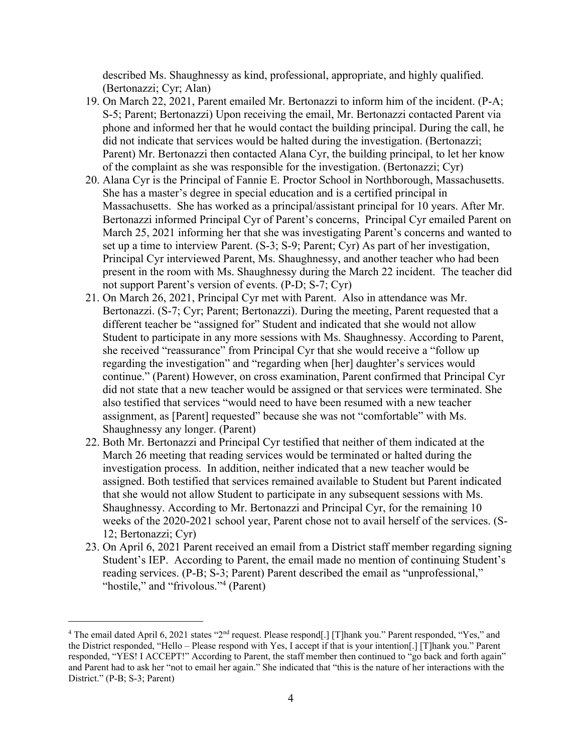described Ms. Shaughnessy as kind, professional, appropriate, and highly qualified. (Bertonazzi; Cyr; Alan)

19. On March 22, 2021, Parent emailed Mr. Bertonazzi to inform him of the incident. (P-A; S-5; Parent; Bertonazzi) Upon receiving the email, Mr. Bertonazzi contacted Parent via phone and informed her that he would contact the building principal. During the call, he did not indicate that services would be halted during the investigation. (Bertonazzi; Parent) Mr. Bertonazzi then contacted Alana Cyr, the building principal, to let her know of the complaint as she was responsible for the investigation. (Bertonazzi; Cyr)
20. Alana Cyr is the Principal of Fannie E. Proctor School in Northborough, Massachusetts. She has a master's degree in special education and is a certified principal in Massachusetts. She has worked as a principal/assistant principal for 10 years. After Mr. Bertonazzi informed Principal Cyr of Parent's concerns, Principal Cyr emailed Parent on March 25, 2021 informing her that she was investigating Parent's concerns and wanted to set up a time to interview Parent. (S-3; S-9; Parent; Cyr) As part of her investigation, Principal Cyr interviewed Parent, Ms. Shaughnessy, and another teacher who had been present in the room with Ms. Shaughnessy during the March 22 incident. The teacher did not support Parent's version of events. (P-D; S-7; Cyr)
21. On March 26, 2021, Principal Cyr met with Parent. Also in attendance was Mr. Bertonazzi. (S-7; Cyr; Parent; Bertonazzi). During the meeting, Parent requested that a different teacher be "assigned for" Student and indicated that she would not allow Student to participate in any more sessions with Ms. Shaughnessy. According to Parent, she received "reassurance" from Principal Cyr that she would receive a "follow up regarding the investigation" and "regarding when [her] daughter's services would continue." (Parent) However, on cross examination, Parent confirmed that Principal Cyr did not state that a new teacher would be assigned or that services were terminated. She also testified that services "would need to have been resumed with a new teacher assignment, as [Parent] requested" because she was not "comfortable" with Ms. Shaughnessy any longer. (Parent)
22. Both Mr. Bertonazzi and Principal Cyr testified that neither of them indicated at the March 26 meeting that reading services would be terminated or halted during the investigation process. In addition, neither indicated that a new teacher would be assigned. Both testified that services remained available to Student but Parent indicated that she would not allow Student to participate in any subsequent sessions with Ms. Shaughnessy. According to Mr. Bertonazzi and Principal Cyr, for the remaining 10 weeks of the 2020-2021 school year, Parent chose not to avail herself of the services. (S-12; Bertonazzi; Cyr)
23. On April 6, 2021 Parent received an email from a District staff member regarding signing Student's IEP. According to Parent, the email made no mention of continuing Student's reading services. (P-B; S-3; Parent) Parent described the email as "unprofessional," "hostile," and "frivolous."[4] (Parent)

---

[4] The email dated April 6, 2021 states "2nd request. Please respond[.] [T]hank you." Parent responded, "Yes," and the District responded, "Hello – Please respond with Yes, I accept if that is your intention[.] [T]hank you." Parent responded, "YES! I ACCEPT!" According to Parent, the staff member then continued to "go back and forth again" and Parent had to ask her "not to email her again." She indicated that "this is the nature of her interactions with the District." (P-B; S-3; Parent)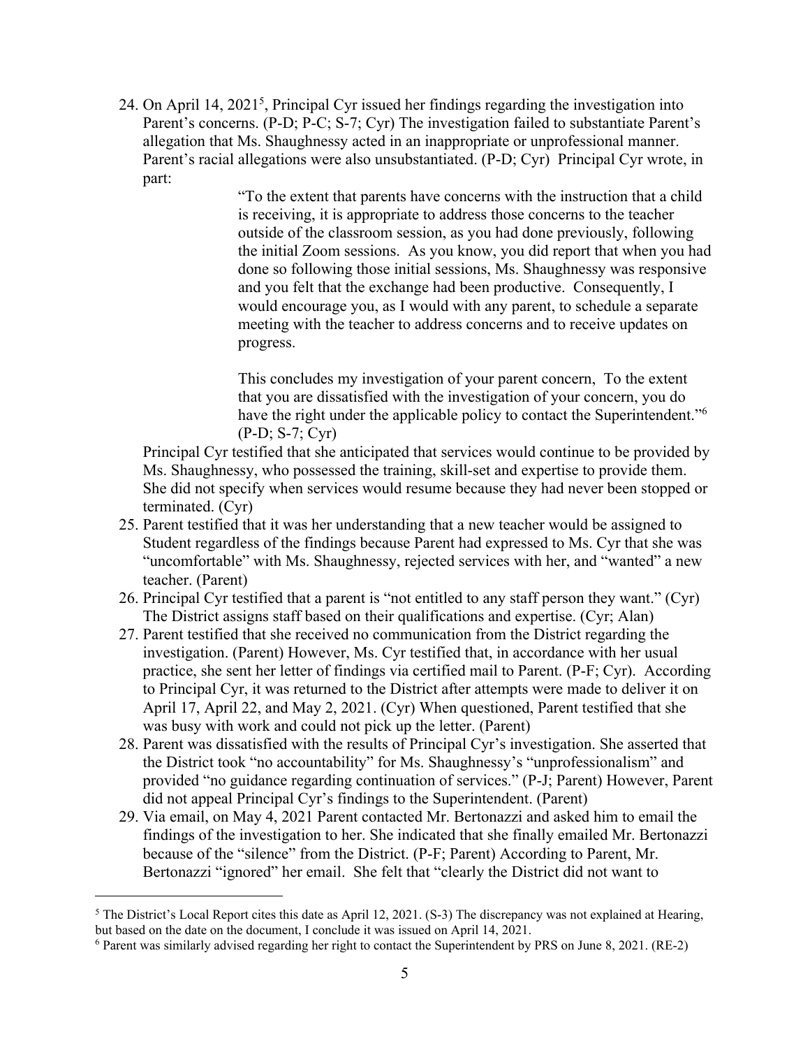24. On April 14, 2021[5], Principal Cyr issued her findings regarding the investigation into Parent's concerns. (P-D; P-C; S-7; Cyr) The investigation failed to substantiate Parent's allegation that Ms. Shaughnessy acted in an inappropriate or unprofessional manner. Parent's racial allegations were also unsubstantiated. (P-D; Cyr) Principal Cyr wrote, in part:

    > "To the extent that parents have concerns with the instruction that a child is receiving, it is appropriate to address those concerns to the teacher outside of the classroom session, as you had done previously, following the initial Zoom sessions. As you know, you did report that when you had done so following those initial sessions, Ms. Shaughnessy was responsive and you felt that the exchange had been productive. Consequently, I would encourage you, as I would with any parent, to schedule a separate meeting with the teacher to address concerns and to receive updates on progress.
    >
    > This concludes my investigation of your parent concern, To the extent that you are dissatisfied with the investigation of your concern, you do have the right under the applicable policy to contact the Superintendent."[6] (P-D; S-7; Cyr)

    Principal Cyr testified that she anticipated that services would continue to be provided by Ms. Shaughnessy, who possessed the training, skill-set and expertise to provide them. She did not specify when services would resume because they had never been stopped or terminated. (Cyr)

25. Parent testified that it was her understanding that a new teacher would be assigned to Student regardless of the findings because Parent had expressed to Ms. Cyr that she was "uncomfortable" with Ms. Shaughnessy, rejected services with her, and "wanted" a new teacher. (Parent)
26. Principal Cyr testified that a parent is "not entitled to any staff person they want." (Cyr) The District assigns staff based on their qualifications and expertise. (Cyr; Alan)
27. Parent testified that she received no communication from the District regarding the investigation. (Parent) However, Ms. Cyr testified that, in accordance with her usual practice, she sent her letter of findings via certified mail to Parent. (P-F; Cyr). According to Principal Cyr, it was returned to the District after attempts were made to deliver it on April 17, April 22, and May 2, 2021. (Cyr) When questioned, Parent testified that she was busy with work and could not pick up the letter. (Parent)
28. Parent was dissatisfied with the results of Principal Cyr's investigation. She asserted that the District took "no accountability" for Ms. Shaughnessy's "unprofessionalism" and provided "no guidance regarding continuation of services." (P-J; Parent) However, Parent did not appeal Principal Cyr's findings to the Superintendent. (Parent)
29. Via email, on May 4, 2021 Parent contacted Mr. Bertonazzi and asked him to email the findings of the investigation to her. She indicated that she finally emailed Mr. Bertonazzi because of the "silence" from the District. (P-F; Parent) According to Parent, Mr. Bertonazzi "ignored" her email. She felt that "clearly the District did not want to

---

[5] The District's Local Report cites this date as April 12, 2021. (S-3) The discrepancy was not explained at Hearing, but based on the date on the document, I conclude it was issued on April 14, 2021.

[6] Parent was similarly advised regarding her right to contact the Superintendent by PRS on June 8, 2021. (RE-2)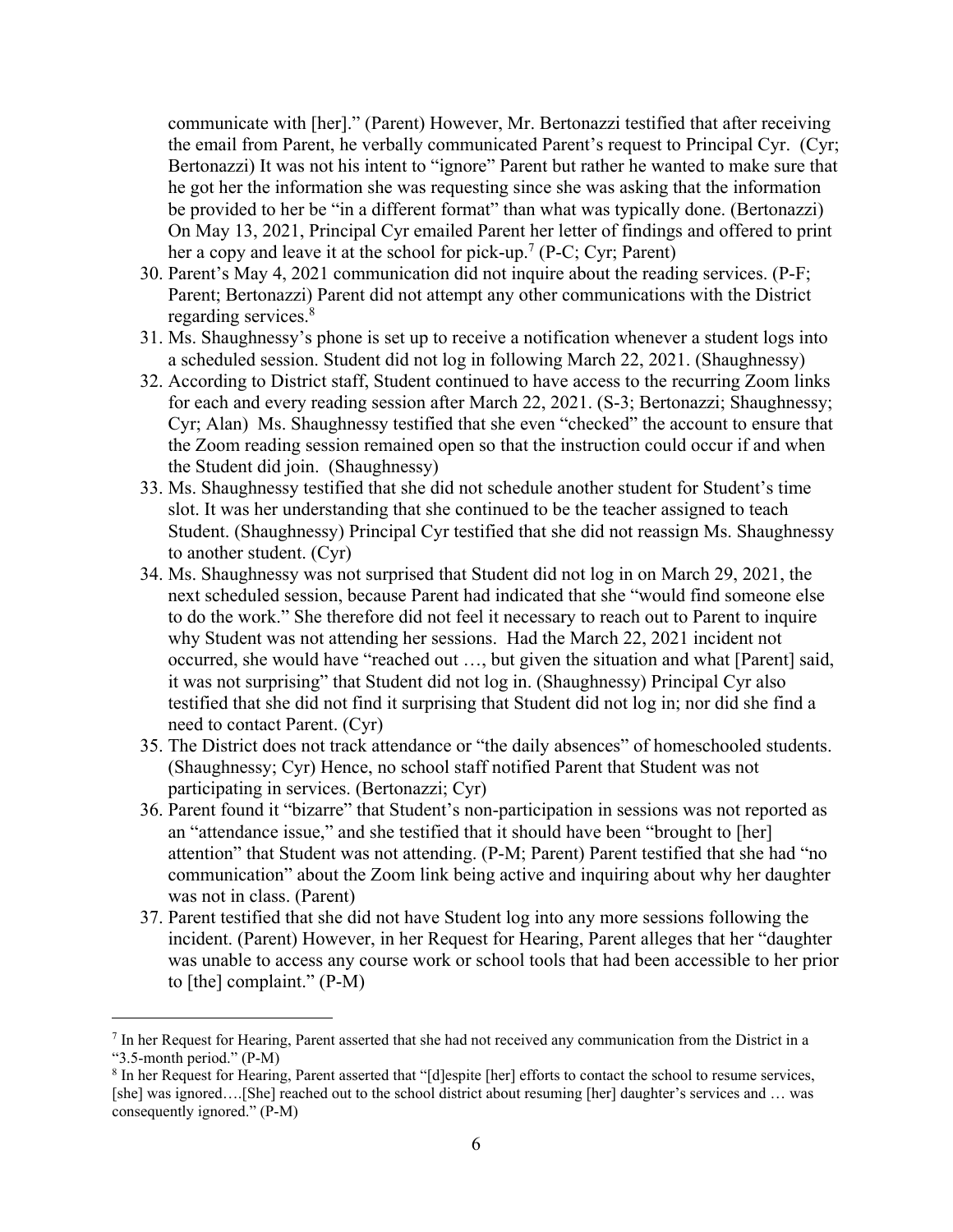communicate with [her]." (Parent) However, Mr. Bertonazzi testified that after receiving the email from Parent, he verbally communicated Parent's request to Principal Cyr. (Cyr; Bertonazzi) It was not his intent to "ignore" Parent but rather he wanted to make sure that he got her the information she was requesting since she was asking that the information be provided to her be "in a different format" than what was typically done. (Bertonazzi) On May 13, 2021, Principal Cyr emailed Parent her letter of findings and offered to print her a copy and leave it at the school for pick-up.[7] (P-C; Cyr; Parent)

30. Parent's May 4, 2021 communication did not inquire about the reading services. (P-F; Parent; Bertonazzi) Parent did not attempt any other communications with the District regarding services.[8]
31. Ms. Shaughnessy's phone is set up to receive a notification whenever a student logs into a scheduled session. Student did not log in following March 22, 2021. (Shaughnessy)
32. According to District staff, Student continued to have access to the recurring Zoom links for each and every reading session after March 22, 2021. (S-3; Bertonazzi; Shaughnessy; Cyr; Alan) Ms. Shaughnessy testified that she even "checked" the account to ensure that the Zoom reading session remained open so that the instruction could occur if and when the Student did join. (Shaughnessy)
33. Ms. Shaughnessy testified that she did not schedule another student for Student's time slot. It was her understanding that she continued to be the teacher assigned to teach Student. (Shaughnessy) Principal Cyr testified that she did not reassign Ms. Shaughnessy to another student. (Cyr)
34. Ms. Shaughnessy was not surprised that Student did not log in on March 29, 2021, the next scheduled session, because Parent had indicated that she "would find someone else to do the work." She therefore did not feel it necessary to reach out to Parent to inquire why Student was not attending her sessions. Had the March 22, 2021 incident not occurred, she would have "reached out …, but given the situation and what [Parent] said, it was not surprising" that Student did not log in. (Shaughnessy) Principal Cyr also testified that she did not find it surprising that Student did not log in; nor did she find a need to contact Parent. (Cyr)
35. The District does not track attendance or "the daily absences" of homeschooled students. (Shaughnessy; Cyr) Hence, no school staff notified Parent that Student was not participating in services. (Bertonazzi; Cyr)
36. Parent found it "bizarre" that Student's non-participation in sessions was not reported as an "attendance issue," and she testified that it should have been "brought to [her] attention" that Student was not attending. (P-M; Parent) Parent testified that she had "no communication" about the Zoom link being active and inquiring about why her daughter was not in class. (Parent)
37. Parent testified that she did not have Student log into any more sessions following the incident. (Parent) However, in her Request for Hearing, Parent alleges that her "daughter was unable to access any course work or school tools that had been accessible to her prior to [the] complaint." (P-M)

---

[7] In her Request for Hearing, Parent asserted that she had not received any communication from the District in a "3.5-month period." (P-M)

[8] In her Request for Hearing, Parent asserted that "[d]espite [her] efforts to contact the school to resume services, [she] was ignored….[She] reached out to the school district about resuming [her] daughter's services and … was consequently ignored." (P-M)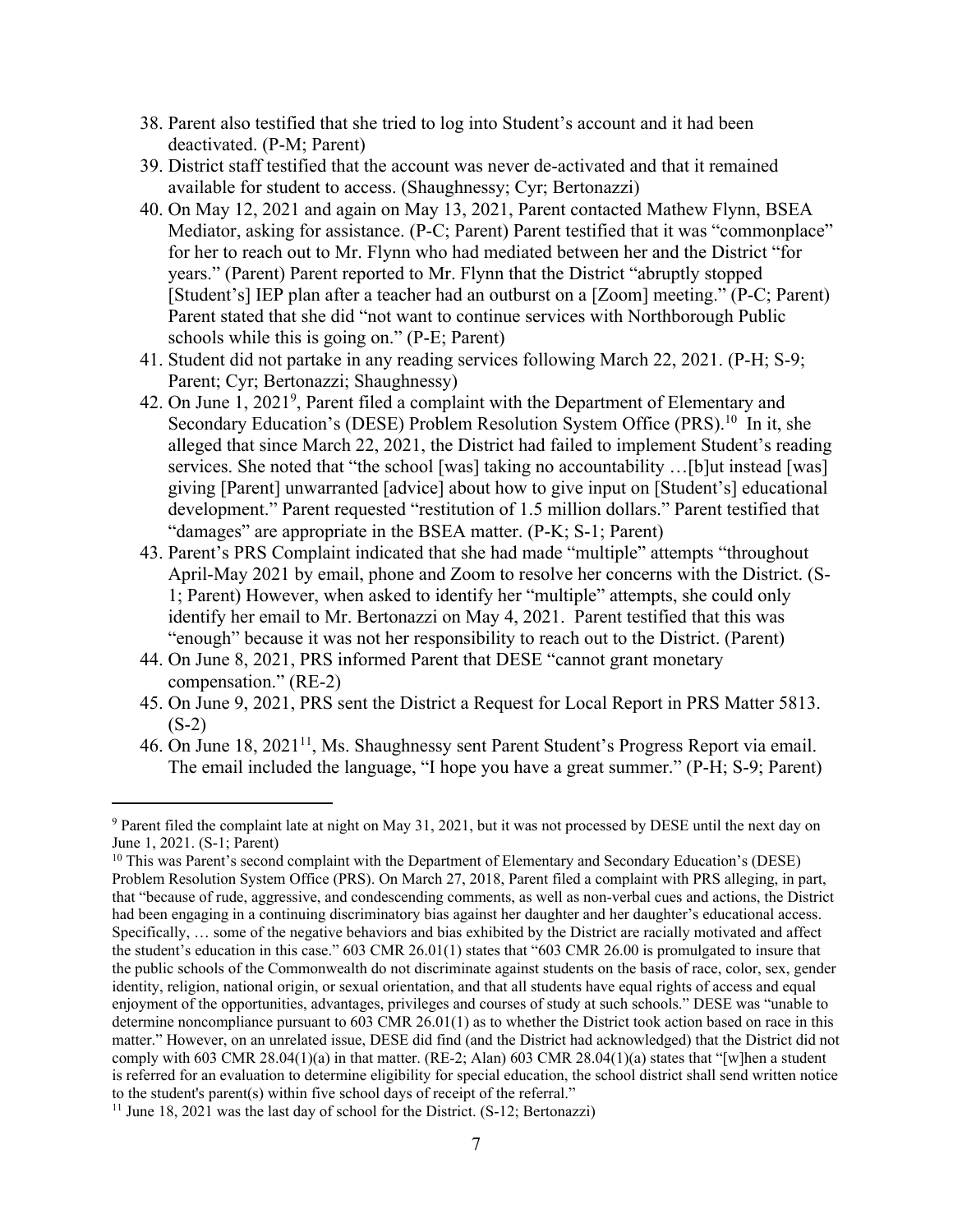38. Parent also testified that she tried to log into Student's account and it had been deactivated. (P-M; Parent)
39. District staff testified that the account was never de-activated and that it remained available for student to access. (Shaughnessy; Cyr; Bertonazzi)
40. On May 12, 2021 and again on May 13, 2021, Parent contacted Mathew Flynn, BSEA Mediator, asking for assistance. (P-C; Parent) Parent testified that it was "commonplace" for her to reach out to Mr. Flynn who had mediated between her and the District "for years." (Parent) Parent reported to Mr. Flynn that the District "abruptly stopped [Student's] IEP plan after a teacher had an outburst on a [Zoom] meeting." (P-C; Parent) Parent stated that she did "not want to continue services with Northborough Public schools while this is going on." (P-E; Parent)
41. Student did not partake in any reading services following March 22, 2021. (P-H; S-9; Parent; Cyr; Bertonazzi; Shaughnessy)
42. On June 1, 2021[9], Parent filed a complaint with the Department of Elementary and Secondary Education's (DESE) Problem Resolution System Office (PRS).[10] In it, she alleged that since March 22, 2021, the District had failed to implement Student's reading services. She noted that "the school [was] taking no accountability …[b]ut instead [was] giving [Parent] unwarranted [advice] about how to give input on [Student's] educational development." Parent requested "restitution of 1.5 million dollars." Parent testified that "damages" are appropriate in the BSEA matter. (P-K; S-1; Parent)
43. Parent's PRS Complaint indicated that she had made "multiple" attempts "throughout April-May 2021 by email, phone and Zoom to resolve her concerns with the District. (S-1; Parent) However, when asked to identify her "multiple" attempts, she could only identify her email to Mr. Bertonazzi on May 4, 2021. Parent testified that this was "enough" because it was not her responsibility to reach out to the District. (Parent)
44. On June 8, 2021, PRS informed Parent that DESE "cannot grant monetary compensation." (RE-2)
45. On June 9, 2021, PRS sent the District a Request for Local Report in PRS Matter 5813. (S-2)
46. On June 18, 2021[11], Ms. Shaughnessy sent Parent Student's Progress Report via email. The email included the language, "I hope you have a great summer." (P-H; S-9; Parent)

---

[9] Parent filed the complaint late at night on May 31, 2021, but it was not processed by DESE until the next day on June 1, 2021. (S-1; Parent)

[10] This was Parent's second complaint with the Department of Elementary and Secondary Education's (DESE) Problem Resolution System Office (PRS). On March 27, 2018, Parent filed a complaint with PRS alleging, in part, that "because of rude, aggressive, and condescending comments, as well as non-verbal cues and actions, the District had been engaging in a continuing discriminatory bias against her daughter and her daughter's educational access. Specifically, … some of the negative behaviors and bias exhibited by the District are racially motivated and affect the student's education in this case." 603 CMR 26.01(1) states that "603 CMR 26.00 is promulgated to insure that the public schools of the Commonwealth do not discriminate against students on the basis of race, color, sex, gender identity, religion, national origin, or sexual orientation, and that all students have equal rights of access and equal enjoyment of the opportunities, advantages, privileges and courses of study at such schools." DESE was "unable to determine noncompliance pursuant to 603 CMR 26.01(1) as to whether the District took action based on race in this matter." However, on an unrelated issue, DESE did find (and the District had acknowledged) that the District did not comply with 603 CMR 28.04(1)(a) in that matter. (RE-2; Alan) 603 CMR 28.04(1)(a) states that "[w]hen a student is referred for an evaluation to determine eligibility for special education, the school district shall send written notice to the student's parent(s) within five school days of receipt of the referral."

[11] June 18, 2021 was the last day of school for the District. (S-12; Bertonazzi)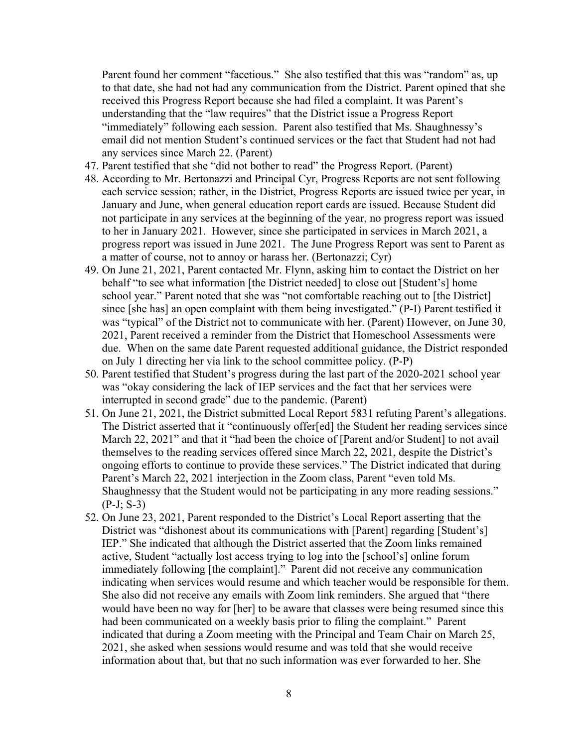Parent found her comment "facetious." She also testified that this was "random" as, up to that date, she had not had any communication from the District. Parent opined that she received this Progress Report because she had filed a complaint. It was Parent's understanding that the "law requires" that the District issue a Progress Report "immediately" following each session. Parent also testified that Ms. Shaughnessy's email did not mention Student's continued services or the fact that Student had not had any services since March 22. (Parent)

47. Parent testified that she "did not bother to read" the Progress Report. (Parent)
48. According to Mr. Bertonazzi and Principal Cyr, Progress Reports are not sent following each service session; rather, in the District, Progress Reports are issued twice per year, in January and June, when general education report cards are issued. Because Student did not participate in any services at the beginning of the year, no progress report was issued to her in January 2021. However, since she participated in services in March 2021, a progress report was issued in June 2021. The June Progress Report was sent to Parent as a matter of course, not to annoy or harass her. (Bertonazzi; Cyr)
49. On June 21, 2021, Parent contacted Mr. Flynn, asking him to contact the District on her behalf "to see what information [the District needed] to close out [Student's] home school year." Parent noted that she was "not comfortable reaching out to [the District] since [she has] an open complaint with them being investigated." (P-I) Parent testified it was "typical" of the District not to communicate with her. (Parent) However, on June 30, 2021, Parent received a reminder from the District that Homeschool Assessments were due. When on the same date Parent requested additional guidance, the District responded on July 1 directing her via link to the school committee policy. (P-P)
50. Parent testified that Student's progress during the last part of the 2020-2021 school year was "okay considering the lack of IEP services and the fact that her services were interrupted in second grade" due to the pandemic. (Parent)
51. On June 21, 2021, the District submitted Local Report 5831 refuting Parent's allegations. The District asserted that it "continuously offer[ed] the Student her reading services since March 22, 2021" and that it "had been the choice of [Parent and/or Student] to not avail themselves to the reading services offered since March 22, 2021, despite the District's ongoing efforts to continue to provide these services." The District indicated that during Parent's March 22, 2021 interjection in the Zoom class, Parent "even told Ms. Shaughnessy that the Student would not be participating in any more reading sessions." (P-J; S-3)
52. On June 23, 2021, Parent responded to the District's Local Report asserting that the District was "dishonest about its communications with [Parent] regarding [Student's] IEP." She indicated that although the District asserted that the Zoom links remained active, Student "actually lost access trying to log into the [school's] online forum immediately following [the complaint]." Parent did not receive any communication indicating when services would resume and which teacher would be responsible for them. She also did not receive any emails with Zoom link reminders. She argued that "there would have been no way for [her] to be aware that classes were being resumed since this had been communicated on a weekly basis prior to filing the complaint." Parent indicated that during a Zoom meeting with the Principal and Team Chair on March 25, 2021, she asked when sessions would resume and was told that she would receive information about that, but that no such information was ever forwarded to her. She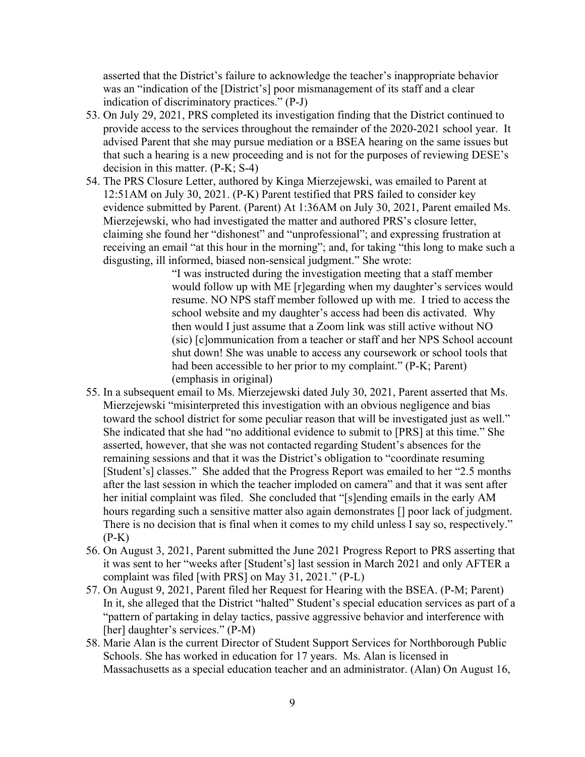asserted that the District's failure to acknowledge the teacher's inappropriate behavior was an "indication of the [District's] poor mismanagement of its staff and a clear indication of discriminatory practices." (P-J)

53. On July 29, 2021, PRS completed its investigation finding that the District continued to provide access to the services throughout the remainder of the 2020-2021 school year. It advised Parent that she may pursue mediation or a BSEA hearing on the same issues but that such a hearing is a new proceeding and is not for the purposes of reviewing DESE's decision in this matter. (P-K; S-4)
54. The PRS Closure Letter, authored by Kinga Mierzejewski, was emailed to Parent at 12:51AM on July 30, 2021. (P-K) Parent testified that PRS failed to consider key evidence submitted by Parent. (Parent) At 1:36AM on July 30, 2021, Parent emailed Ms. Mierzejewski, who had investigated the matter and authored PRS's closure letter, claiming she found her "dishonest" and "unprofessional"; and expressing frustration at receiving an email "at this hour in the morning"; and, for taking "this long to make such a disgusting, ill informed, biased non-sensical judgment." She wrote:

    > "I was instructed during the investigation meeting that a staff member would follow up with ME [r]egarding when my daughter's services would resume. NO NPS staff member followed up with me. I tried to access the school website and my daughter's access had been dis activated. Why then would I just assume that a Zoom link was still active without NO (sic) [c]ommunication from a teacher or staff and her NPS School account shut down! She was unable to access any coursework or school tools that had been accessible to her prior to my complaint." (P-K; Parent) (emphasis in original)

55. In a subsequent email to Ms. Mierzejewski dated July 30, 2021, Parent asserted that Ms. Mierzejewski "misinterpreted this investigation with an obvious negligence and bias toward the school district for some peculiar reason that will be investigated just as well." She indicated that she had "no additional evidence to submit to [PRS] at this time." She asserted, however, that she was not contacted regarding Student's absences for the remaining sessions and that it was the District's obligation to "coordinate resuming [Student's] classes." She added that the Progress Report was emailed to her "2.5 months after the last session in which the teacher imploded on camera" and that it was sent after her initial complaint was filed. She concluded that "[s]ending emails in the early AM hours regarding such a sensitive matter also again demonstrates [] poor lack of judgment. There is no decision that is final when it comes to my child unless I say so, respectively." (P-K)
56. On August 3, 2021, Parent submitted the June 2021 Progress Report to PRS asserting that it was sent to her "weeks after [Student's] last session in March 2021 and only AFTER a complaint was filed [with PRS] on May 31, 2021." (P-L)
57. On August 9, 2021, Parent filed her Request for Hearing with the BSEA. (P-M; Parent) In it, she alleged that the District "halted" Student's special education services as part of a "pattern of partaking in delay tactics, passive aggressive behavior and interference with [her] daughter's services." (P-M)
58. Marie Alan is the current Director of Student Support Services for Northborough Public Schools. She has worked in education for 17 years. Ms. Alan is licensed in Massachusetts as a special education teacher and an administrator. (Alan) On August 16,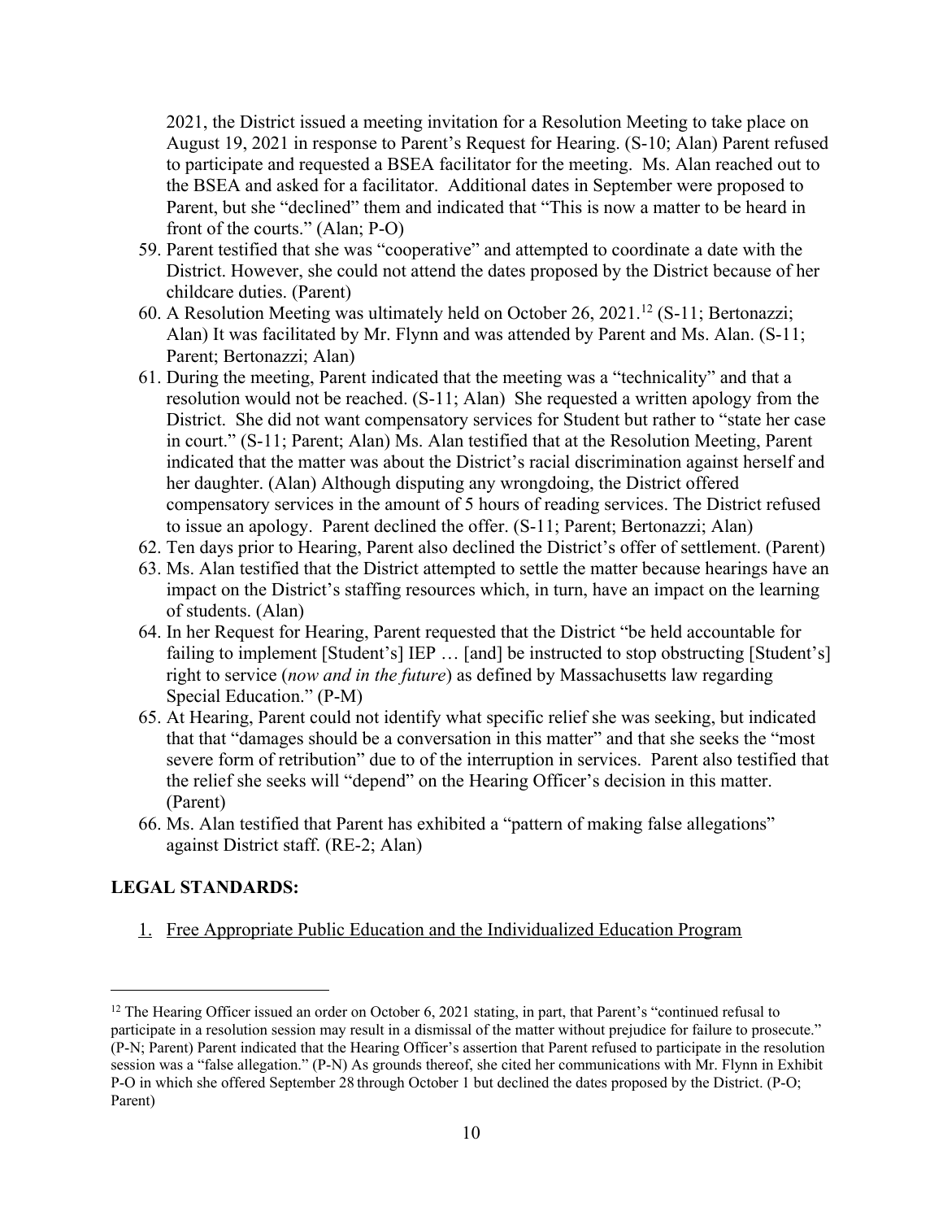2021, the District issued a meeting invitation for a Resolution Meeting to take place on August 19, 2021 in response to Parent's Request for Hearing. (S-10; Alan) Parent refused to participate and requested a BSEA facilitator for the meeting. Ms. Alan reached out to the BSEA and asked for a facilitator. Additional dates in September were proposed to Parent, but she "declined" them and indicated that "This is now a matter to be heard in front of the courts." (Alan; P-O)

59. Parent testified that she was "cooperative" and attempted to coordinate a date with the District. However, she could not attend the dates proposed by the District because of her childcare duties. (Parent)
60. A Resolution Meeting was ultimately held on October 26, 2021.[12] (S-11; Bertonazzi; Alan) It was facilitated by Mr. Flynn and was attended by Parent and Ms. Alan. (S-11; Parent; Bertonazzi; Alan)
61. During the meeting, Parent indicated that the meeting was a "technicality" and that a resolution would not be reached. (S-11; Alan) She requested a written apology from the District. She did not want compensatory services for Student but rather to "state her case in court." (S-11; Parent; Alan) Ms. Alan testified that at the Resolution Meeting, Parent indicated that the matter was about the District's racial discrimination against herself and her daughter. (Alan) Although disputing any wrongdoing, the District offered compensatory services in the amount of 5 hours of reading services. The District refused to issue an apology. Parent declined the offer. (S-11; Parent; Bertonazzi; Alan)
62. Ten days prior to Hearing, Parent also declined the District's offer of settlement. (Parent)
63. Ms. Alan testified that the District attempted to settle the matter because hearings have an impact on the District's staffing resources which, in turn, have an impact on the learning of students. (Alan)
64. In her Request for Hearing, Parent requested that the District "be held accountable for failing to implement [Student's] IEP … [and] be instructed to stop obstructing [Student's] right to service (*now and in the future*) as defined by Massachusetts law regarding Special Education." (P-M)
65. At Hearing, Parent could not identify what specific relief she was seeking, but indicated that that "damages should be a conversation in this matter" and that she seeks the "most severe form of retribution" due to of the interruption in services. Parent also testified that the relief she seeks will "depend" on the Hearing Officer's decision in this matter. (Parent)
66. Ms. Alan testified that Parent has exhibited a "pattern of making false allegations" against District staff. (RE-2; Alan)

## LEGAL STANDARDS:

1. Free Appropriate Public Education and the Individualized Education Program

[12] The Hearing Officer issued an order on October 6, 2021 stating, in part, that Parent's "continued refusal to participate in a resolution session may result in a dismissal of the matter without prejudice for failure to prosecute." (P-N; Parent) Parent indicated that the Hearing Officer's assertion that Parent refused to participate in the resolution session was a "false allegation." (P-N) As grounds thereof, she cited her communications with Mr. Flynn in Exhibit P-O in which she offered September 28 through October 1 but declined the dates proposed by the District. (P-O; Parent)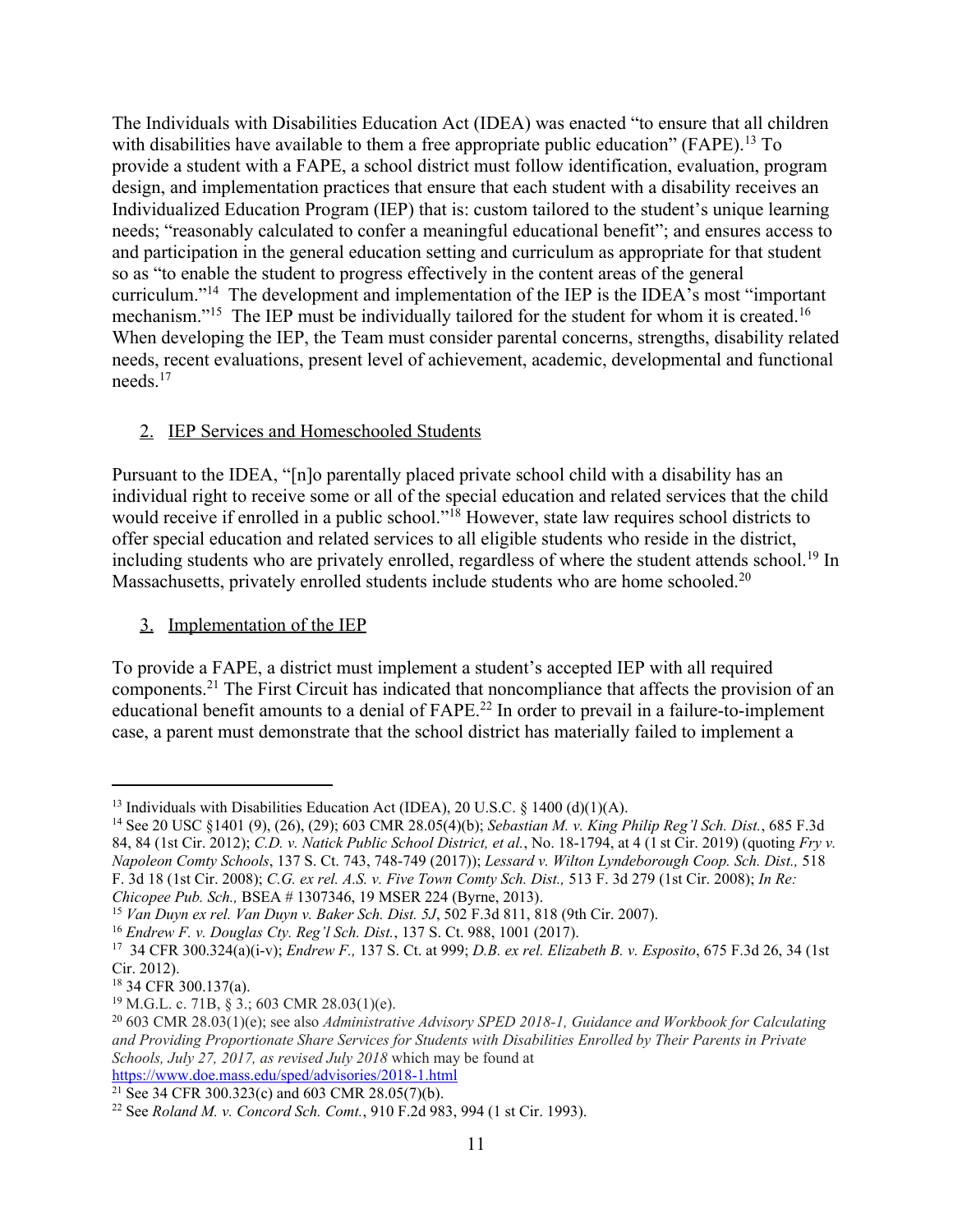The Individuals with Disabilities Education Act (IDEA) was enacted "to ensure that all children with disabilities have available to them a free appropriate public education" (FAPE).[13] To provide a student with a FAPE, a school district must follow identification, evaluation, program design, and implementation practices that ensure that each student with a disability receives an Individualized Education Program (IEP) that is: custom tailored to the student's unique learning needs; "reasonably calculated to confer a meaningful educational benefit"; and ensures access to and participation in the general education setting and curriculum as appropriate for that student so as "to enable the student to progress effectively in the content areas of the general curriculum."[14] The development and implementation of the IEP is the IDEA's most "important mechanism."[15] The IEP must be individually tailored for the student for whom it is created.[16] When developing the IEP, the Team must consider parental concerns, strengths, disability related needs, recent evaluations, present level of achievement, academic, developmental and functional needs.[17]

2. IEP Services and Homeschooled Students

Pursuant to the IDEA, "[n]o parentally placed private school child with a disability has an individual right to receive some or all of the special education and related services that the child would receive if enrolled in a public school."[18] However, state law requires school districts to offer special education and related services to all eligible students who reside in the district, including students who are privately enrolled, regardless of where the student attends school.[19] In Massachusetts, privately enrolled students include students who are home schooled.[20]

3. Implementation of the IEP

To provide a FAPE, a district must implement a student's accepted IEP with all required components.[21] The First Circuit has indicated that noncompliance that affects the provision of an educational benefit amounts to a denial of FAPE.[22] In order to prevail in a failure-to-implement case, a parent must demonstrate that the school district has materially failed to implement a

---

[13] Individuals with Disabilities Education Act (IDEA), 20 U.S.C. § 1400 (d)(1)(A).

[14] See 20 USC §1401 (9), (26), (29); 603 CMR 28.05(4)(b); *Sebastian M. v. King Philip Reg'l Sch. Dist.*, 685 F.3d 84, 84 (1st Cir. 2012); *C.D. v. Natick Public School District, et al.*, No. 18-1794, at 4 (1 st Cir. 2019) (quoting *Fry v. Napoleon Comty Schools*, 137 S. Ct. 743, 748-749 (2017)); *Lessard v. Wilton Lyndeborough Coop. Sch. Dist.,* 518 F. 3d 18 (1st Cir. 2008); *C.G. ex rel. A.S. v. Five Town Comty Sch. Dist.,* 513 F. 3d 279 (1st Cir. 2008); *In Re: Chicopee Pub. Sch.,* BSEA # 1307346, 19 MSER 224 (Byrne, 2013).

[15] *Van Duyn ex rel. Van Duyn v. Baker Sch. Dist. 5J*, 502 F.3d 811, 818 (9th Cir. 2007).

[16] *Endrew F. v. Douglas Cty. Reg'l Sch. Dist.*, 137 S. Ct. 988, 1001 (2017).

[17] 34 CFR 300.324(a)(i-v); *Endrew F.,* 137 S. Ct. at 999; *D.B. ex rel. Elizabeth B. v. Esposito*, 675 F.3d 26, 34 (1st Cir. 2012).

[18] 34 CFR 300.137(a).

[19] M.G.L. c. 71B, § 3.; 603 CMR 28.03(1)(e).

[20] 603 CMR 28.03(1)(e); see also *Administrative Advisory SPED 2018-1, Guidance and Workbook for Calculating and Providing Proportionate Share Services for Students with Disabilities Enrolled by Their Parents in Private Schools, July 27, 2017, as revised July 2018* which may be found at https://www.doe.mass.edu/sped/advisories/2018-1.html

[21] See 34 CFR 300.323(c) and 603 CMR 28.05(7)(b).

[22] See *Roland M. v. Concord Sch. Comt.*, 910 F.2d 983, 994 (1 st Cir. 1993).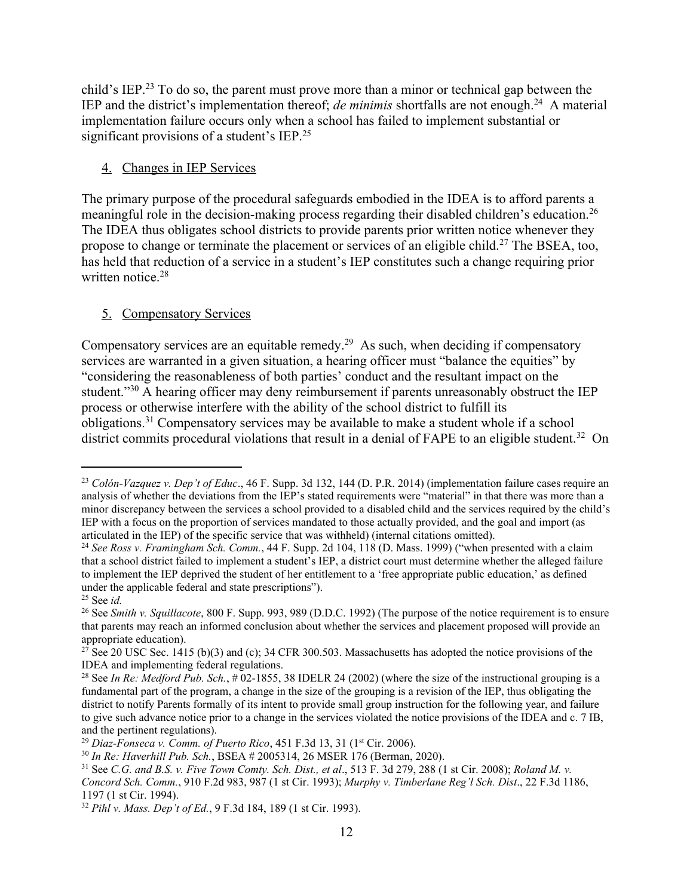child's IEP.[23] To do so, the parent must prove more than a minor or technical gap between the IEP and the district's implementation thereof; *de minimis* shortfalls are not enough.[24] A material implementation failure occurs only when a school has failed to implement substantial or significant provisions of a student's IEP.[25]

4. Changes in IEP Services

The primary purpose of the procedural safeguards embodied in the IDEA is to afford parents a meaningful role in the decision-making process regarding their disabled children's education.[26] The IDEA thus obligates school districts to provide parents prior written notice whenever they propose to change or terminate the placement or services of an eligible child.[27] The BSEA, too, has held that reduction of a service in a student's IEP constitutes such a change requiring prior written notice.[28]

5. Compensatory Services

Compensatory services are an equitable remedy.[29] As such, when deciding if compensatory services are warranted in a given situation, a hearing officer must "balance the equities" by "considering the reasonableness of both parties' conduct and the resultant impact on the student."[30] A hearing officer may deny reimbursement if parents unreasonably obstruct the IEP process or otherwise interfere with the ability of the school district to fulfill its obligations.[31] Compensatory services may be available to make a student whole if a school district commits procedural violations that result in a denial of FAPE to an eligible student.[32] On

---

[23] *Colón-Vazquez v. Dep't of Educ*., 46 F. Supp. 3d 132, 144 (D. P.R. 2014) (implementation failure cases require an analysis of whether the deviations from the IEP's stated requirements were "material" in that there was more than a minor discrepancy between the services a school provided to a disabled child and the services required by the child's IEP with a focus on the proportion of services mandated to those actually provided, and the goal and import (as articulated in the IEP) of the specific service that was withheld) (internal citations omitted).

[24] *See Ross v. Framingham Sch. Comm.*, 44 F. Supp. 2d 104, 118 (D. Mass. 1999) ("when presented with a claim that a school district failed to implement a student's IEP, a district court must determine whether the alleged failure to implement the IEP deprived the student of her entitlement to a 'free appropriate public education,' as defined under the applicable federal and state prescriptions").

[25] See *id.*

[26] See *Smith v. Squillacote*, 800 F. Supp. 993, 989 (D.D.C. 1992) (The purpose of the notice requirement is to ensure that parents may reach an informed conclusion about whether the services and placement proposed will provide an appropriate education).

[27] See 20 USC Sec. 1415 (b)(3) and (c); 34 CFR 300.503. Massachusetts has adopted the notice provisions of the IDEA and implementing federal regulations.

[28] See *In Re: Medford Pub. Sch.*, # 02-1855, 38 IDELR 24 (2002) (where the size of the instructional grouping is a fundamental part of the program, a change in the size of the grouping is a revision of the IEP, thus obligating the district to notify Parents formally of its intent to provide small group instruction for the following year, and failure to give such advance notice prior to a change in the services violated the notice provisions of the IDEA and c. 7 IB, and the pertinent regulations).

[29] *Diaz-Fonseca v. Comm. of Puerto Rico*, 451 F.3d 13, 31 (1st Cir. 2006).

[30] *In Re: Haverhill Pub. Sch.*, BSEA # 2005314, 26 MSER 176 (Berman, 2020).

[31] See *C.G. and B.S. v. Five Town Comty. Sch. Dist., et al*., 513 F. 3d 279, 288 (1 st Cir. 2008); *Roland M. v. Concord Sch. Comm.*, 910 F.2d 983, 987 (1 st Cir. 1993); *Murphy v. Timberlane Reg'l Sch. Dist*., 22 F.3d 1186, 1197 (1 st Cir. 1994).

[32] *Pihl v. Mass. Dep't of Ed.*, 9 F.3d 184, 189 (1 st Cir. 1993).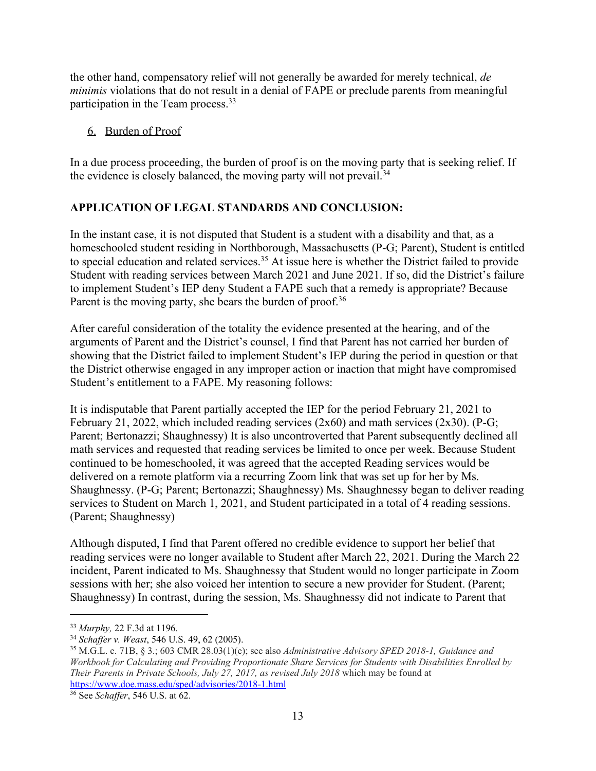the other hand, compensatory relief will not generally be awarded for merely technical, *de minimis* violations that do not result in a denial of FAPE or preclude parents from meaningful participation in the Team process.[33]

6. Burden of Proof

In a due process proceeding, the burden of proof is on the moving party that is seeking relief. If the evidence is closely balanced, the moving party will not prevail.[34]

**APPLICATION OF LEGAL STANDARDS AND CONCLUSION:**

In the instant case, it is not disputed that Student is a student with a disability and that, as a homeschooled student residing in Northborough, Massachusetts (P-G; Parent), Student is entitled to special education and related services.[35] At issue here is whether the District failed to provide Student with reading services between March 2021 and June 2021. If so, did the District's failure to implement Student's IEP deny Student a FAPE such that a remedy is appropriate? Because Parent is the moving party, she bears the burden of proof.[36]

After careful consideration of the totality the evidence presented at the hearing, and of the arguments of Parent and the District's counsel, I find that Parent has not carried her burden of showing that the District failed to implement Student's IEP during the period in question or that the District otherwise engaged in any improper action or inaction that might have compromised Student's entitlement to a FAPE. My reasoning follows:

It is indisputable that Parent partially accepted the IEP for the period February 21, 2021 to February 21, 2022, which included reading services (2x60) and math services (2x30). (P-G; Parent; Bertonazzi; Shaughnessy) It is also uncontroverted that Parent subsequently declined all math services and requested that reading services be limited to once per week. Because Student continued to be homeschooled, it was agreed that the accepted Reading services would be delivered on a remote platform via a recurring Zoom link that was set up for her by Ms. Shaughnessy. (P-G; Parent; Bertonazzi; Shaughnessy) Ms. Shaughnessy began to deliver reading services to Student on March 1, 2021, and Student participated in a total of 4 reading sessions. (Parent; Shaughnessy)

Although disputed, I find that Parent offered no credible evidence to support her belief that reading services were no longer available to Student after March 22, 2021. During the March 22 incident, Parent indicated to Ms. Shaughnessy that Student would no longer participate in Zoom sessions with her; she also voiced her intention to secure a new provider for Student. (Parent; Shaughnessy) In contrast, during the session, Ms. Shaughnessy did not indicate to Parent that

---

[33] *Murphy,* 22 F.3d at 1196.

[34] *Schaffer v. Weast*, 546 U.S. 49, 62 (2005).

[35] M.G.L. c. 71B, § 3.; 603 CMR 28.03(1)(e); see also *Administrative Advisory SPED 2018-1, Guidance and Workbook for Calculating and Providing Proportionate Share Services for Students with Disabilities Enrolled by Their Parents in Private Schools, July 27, 2017, as revised July 2018* which may be found at https://www.doe.mass.edu/sped/advisories/2018-1.html

[36] See *Schaffer*, 546 U.S. at 62.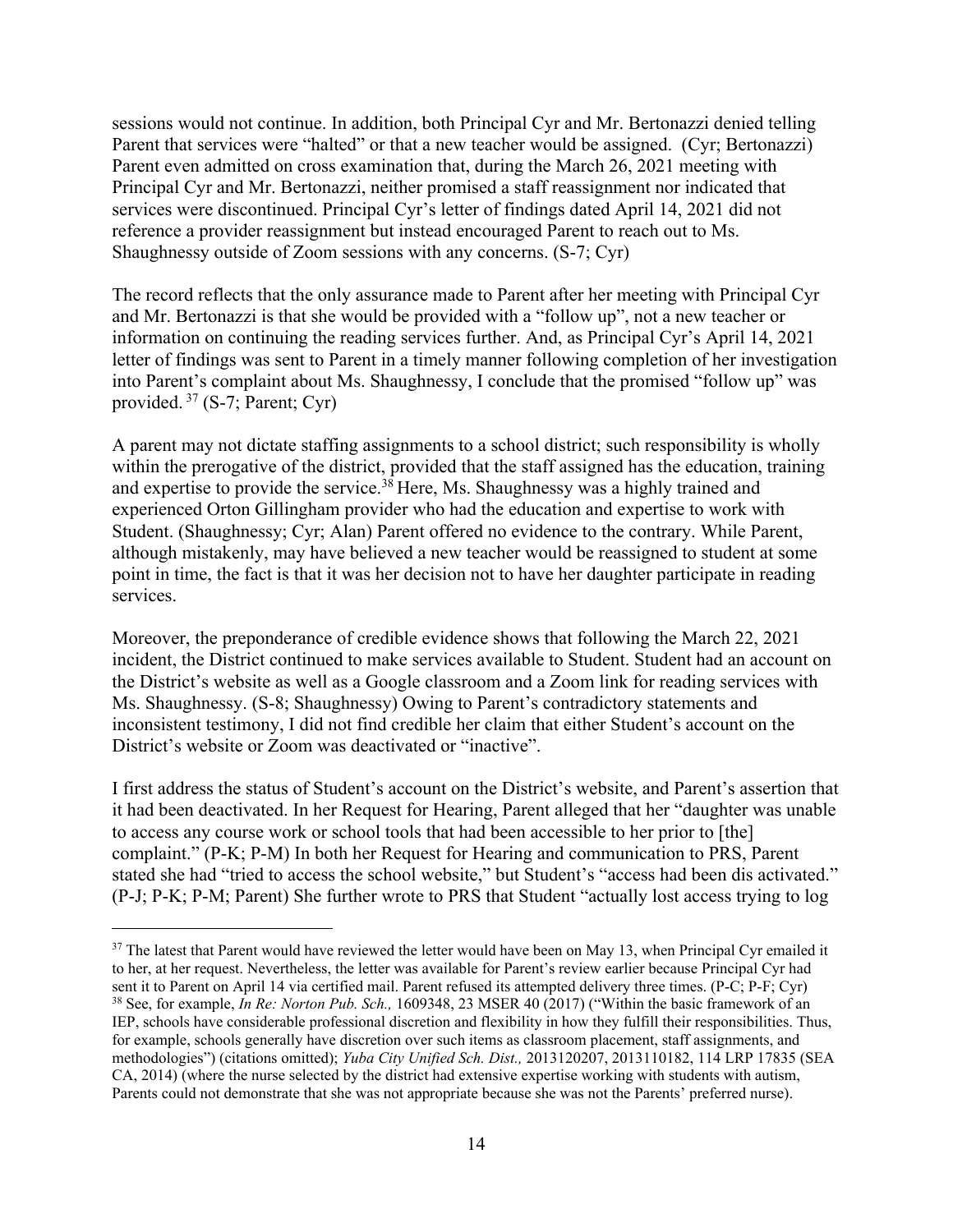sessions would not continue. In addition, both Principal Cyr and Mr. Bertonazzi denied telling Parent that services were "halted" or that a new teacher would be assigned. (Cyr; Bertonazzi) Parent even admitted on cross examination that, during the March 26, 2021 meeting with Principal Cyr and Mr. Bertonazzi, neither promised a staff reassignment nor indicated that services were discontinued. Principal Cyr's letter of findings dated April 14, 2021 did not reference a provider reassignment but instead encouraged Parent to reach out to Ms. Shaughnessy outside of Zoom sessions with any concerns. (S-7; Cyr)

The record reflects that the only assurance made to Parent after her meeting with Principal Cyr and Mr. Bertonazzi is that she would be provided with a "follow up", not a new teacher or information on continuing the reading services further. And, as Principal Cyr's April 14, 2021 letter of findings was sent to Parent in a timely manner following completion of her investigation into Parent's complaint about Ms. Shaughnessy, I conclude that the promised "follow up" was provided. [37] (S-7; Parent; Cyr)

A parent may not dictate staffing assignments to a school district; such responsibility is wholly within the prerogative of the district, provided that the staff assigned has the education, training and expertise to provide the service.[38] Here, Ms. Shaughnessy was a highly trained and experienced Orton Gillingham provider who had the education and expertise to work with Student. (Shaughnessy; Cyr; Alan) Parent offered no evidence to the contrary. While Parent, although mistakenly, may have believed a new teacher would be reassigned to student at some point in time, the fact is that it was her decision not to have her daughter participate in reading services.

Moreover, the preponderance of credible evidence shows that following the March 22, 2021 incident, the District continued to make services available to Student. Student had an account on the District's website as well as a Google classroom and a Zoom link for reading services with Ms. Shaughnessy. (S-8; Shaughnessy) Owing to Parent's contradictory statements and inconsistent testimony, I did not find credible her claim that either Student's account on the District's website or Zoom was deactivated or "inactive".

I first address the status of Student's account on the District's website, and Parent's assertion that it had been deactivated. In her Request for Hearing, Parent alleged that her "daughter was unable to access any course work or school tools that had been accessible to her prior to [the] complaint." (P-K; P-M) In both her Request for Hearing and communication to PRS, Parent stated she had "tried to access the school website," but Student's "access had been dis activated." (P-J; P-K; P-M; Parent) She further wrote to PRS that Student "actually lost access trying to log

---

[37] The latest that Parent would have reviewed the letter would have been on May 13, when Principal Cyr emailed it to her, at her request. Nevertheless, the letter was available for Parent's review earlier because Principal Cyr had sent it to Parent on April 14 via certified mail. Parent refused its attempted delivery three times. (P-C; P-F; Cyr)

[38] See, for example, *In Re: Norton Pub. Sch.,* 1609348, 23 MSER 40 (2017) ("Within the basic framework of an IEP, schools have considerable professional discretion and flexibility in how they fulfill their responsibilities. Thus, for example, schools generally have discretion over such items as classroom placement, staff assignments, and methodologies") (citations omitted); *Yuba City Unified Sch. Dist.,* 2013120207, 2013110182, 114 LRP 17835 (SEA CA, 2014) (where the nurse selected by the district had extensive expertise working with students with autism, Parents could not demonstrate that she was not appropriate because she was not the Parents' preferred nurse).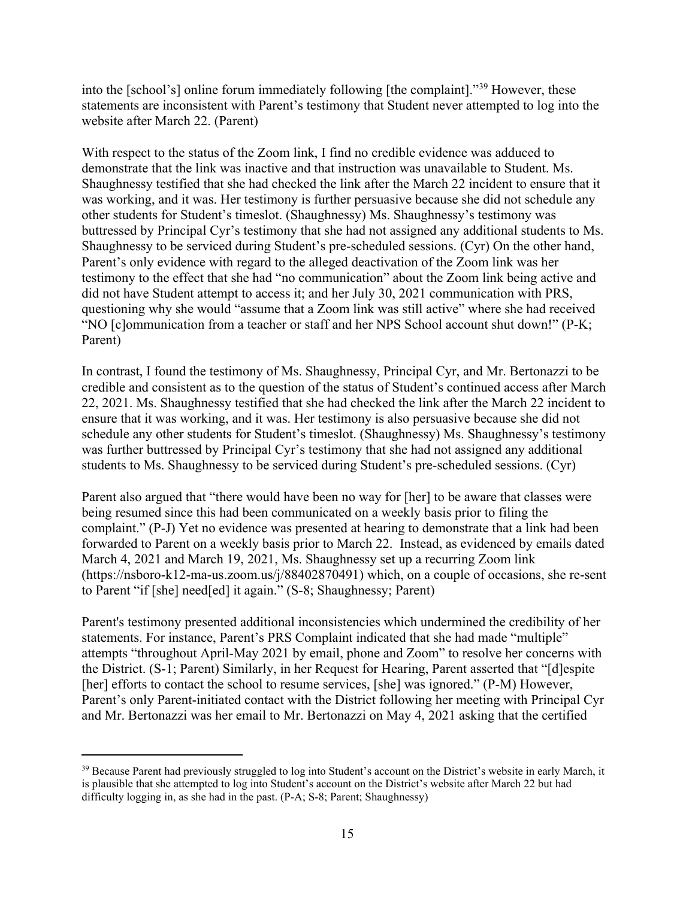into the [school's] online forum immediately following [the complaint]."[39] However, these statements are inconsistent with Parent's testimony that Student never attempted to log into the website after March 22. (Parent)

With respect to the status of the Zoom link, I find no credible evidence was adduced to demonstrate that the link was inactive and that instruction was unavailable to Student. Ms. Shaughnessy testified that she had checked the link after the March 22 incident to ensure that it was working, and it was. Her testimony is further persuasive because she did not schedule any other students for Student's timeslot. (Shaughnessy) Ms. Shaughnessy's testimony was buttressed by Principal Cyr's testimony that she had not assigned any additional students to Ms. Shaughnessy to be serviced during Student's pre-scheduled sessions. (Cyr) On the other hand, Parent's only evidence with regard to the alleged deactivation of the Zoom link was her testimony to the effect that she had "no communication" about the Zoom link being active and did not have Student attempt to access it; and her July 30, 2021 communication with PRS, questioning why she would "assume that a Zoom link was still active" where she had received "NO [c]ommunication from a teacher or staff and her NPS School account shut down!" (P-K; Parent)

In contrast, I found the testimony of Ms. Shaughnessy, Principal Cyr, and Mr. Bertonazzi to be credible and consistent as to the question of the status of Student's continued access after March 22, 2021. Ms. Shaughnessy testified that she had checked the link after the March 22 incident to ensure that it was working, and it was. Her testimony is also persuasive because she did not schedule any other students for Student's timeslot. (Shaughnessy) Ms. Shaughnessy's testimony was further buttressed by Principal Cyr's testimony that she had not assigned any additional students to Ms. Shaughnessy to be serviced during Student's pre-scheduled sessions. (Cyr)

Parent also argued that "there would have been no way for [her] to be aware that classes were being resumed since this had been communicated on a weekly basis prior to filing the complaint." (P-J) Yet no evidence was presented at hearing to demonstrate that a link had been forwarded to Parent on a weekly basis prior to March 22. Instead, as evidenced by emails dated March 4, 2021 and March 19, 2021, Ms. Shaughnessy set up a recurring Zoom link (https://nsboro-k12-ma-us.zoom.us/j/88402870491) which, on a couple of occasions, she re-sent to Parent "if [she] need[ed] it again." (S-8; Shaughnessy; Parent)

Parent's testimony presented additional inconsistencies which undermined the credibility of her statements. For instance, Parent's PRS Complaint indicated that she had made "multiple" attempts "throughout April-May 2021 by email, phone and Zoom" to resolve her concerns with the District. (S-1; Parent) Similarly, in her Request for Hearing, Parent asserted that "[d]espite [her] efforts to contact the school to resume services, [she] was ignored." (P-M) However, Parent's only Parent-initiated contact with the District following her meeting with Principal Cyr and Mr. Bertonazzi was her email to Mr. Bertonazzi on May 4, 2021 asking that the certified

---

[39] Because Parent had previously struggled to log into Student's account on the District's website in early March, it is plausible that she attempted to log into Student's account on the District's website after March 22 but had difficulty logging in, as she had in the past. (P-A; S-8; Parent; Shaughnessy)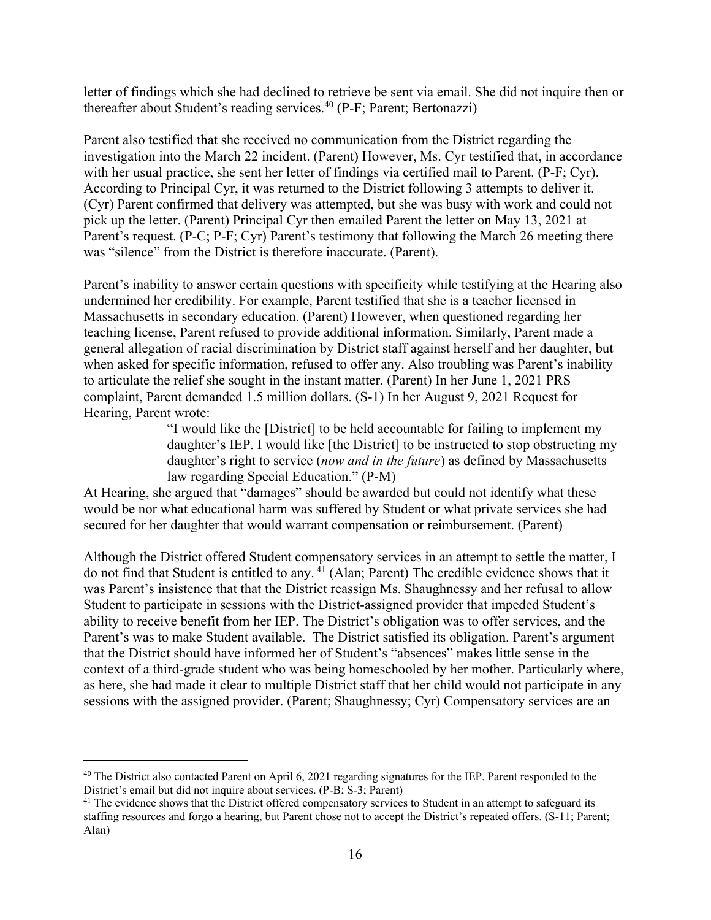letter of findings which she had declined to retrieve be sent via email. She did not inquire then or thereafter about Student's reading services.[40] (P-F; Parent; Bertonazzi)

Parent also testified that she received no communication from the District regarding the investigation into the March 22 incident. (Parent) However, Ms. Cyr testified that, in accordance with her usual practice, she sent her letter of findings via certified mail to Parent. (P-F; Cyr). According to Principal Cyr, it was returned to the District following 3 attempts to deliver it. (Cyr) Parent confirmed that delivery was attempted, but she was busy with work and could not pick up the letter. (Parent) Principal Cyr then emailed Parent the letter on May 13, 2021 at Parent's request. (P-C; P-F; Cyr) Parent's testimony that following the March 26 meeting there was "silence" from the District is therefore inaccurate. (Parent).

Parent's inability to answer certain questions with specificity while testifying at the Hearing also undermined her credibility. For example, Parent testified that she is a teacher licensed in Massachusetts in secondary education. (Parent) However, when questioned regarding her teaching license, Parent refused to provide additional information. Similarly, Parent made a general allegation of racial discrimination by District staff against herself and her daughter, but when asked for specific information, refused to offer any. Also troubling was Parent's inability to articulate the relief she sought in the instant matter. (Parent) In her June 1, 2021 PRS complaint, Parent demanded 1.5 million dollars. (S-1) In her August 9, 2021 Request for Hearing, Parent wrote:

> "I would like the [District] to be held accountable for failing to implement my daughter's IEP. I would like [the District] to be instructed to stop obstructing my daughter's right to service (*now and in the future*) as defined by Massachusetts law regarding Special Education." (P-M)

At Hearing, she argued that "damages" should be awarded but could not identify what these would be nor what educational harm was suffered by Student or what private services she had secured for her daughter that would warrant compensation or reimbursement. (Parent)

Although the District offered Student compensatory services in an attempt to settle the matter, I do not find that Student is entitled to any.[41] (Alan; Parent) The credible evidence shows that it was Parent's insistence that that the District reassign Ms. Shaughnessy and her refusal to allow Student to participate in sessions with the District-assigned provider that impeded Student's ability to receive benefit from her IEP. The District's obligation was to offer services, and the Parent's was to make Student available. The District satisfied its obligation. Parent's argument that the District should have informed her of Student's "absences" makes little sense in the context of a third-grade student who was being homeschooled by her mother. Particularly where, as here, she had made it clear to multiple District staff that her child would not participate in any sessions with the assigned provider. (Parent; Shaughnessy; Cyr) Compensatory services are an

---

[40] The District also contacted Parent on April 6, 2021 regarding signatures for the IEP. Parent responded to the District's email but did not inquire about services. (P-B; S-3; Parent)

[41] The evidence shows that the District offered compensatory services to Student in an attempt to safeguard its staffing resources and forgo a hearing, but Parent chose not to accept the District's repeated offers. (S-11; Parent; Alan)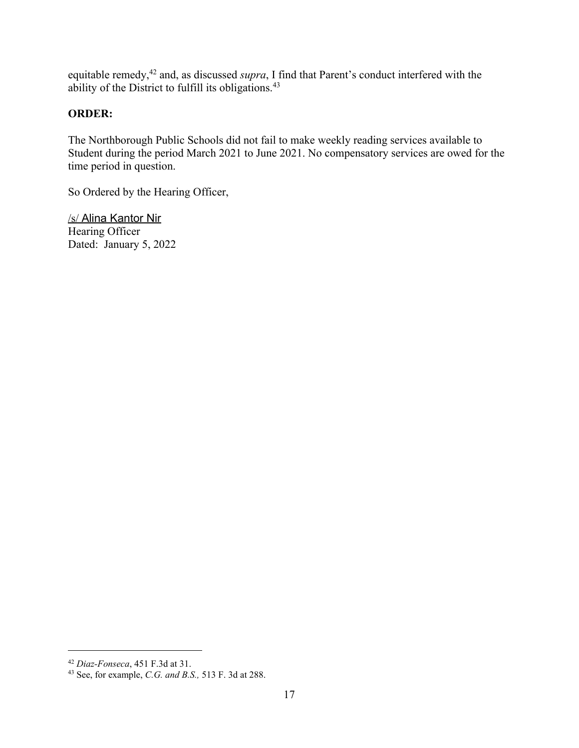equitable remedy,[42] and, as discussed *supra*, I find that Parent's conduct interfered with the ability of the District to fulfill its obligations.[43]

**ORDER:**

The Northborough Public Schools did not fail to make weekly reading services available to Student during the period March 2021 to June 2021. No compensatory services are owed for the time period in question.

So Ordered by the Hearing Officer,

/s/ Alina Kantor Nir
Hearing Officer
Dated: January 5, 2022

---

[42] *Diaz-Fonseca*, 451 F.3d at 31.

[43] See, for example, *C.G. and B.S.,* 513 F. 3d at 288.